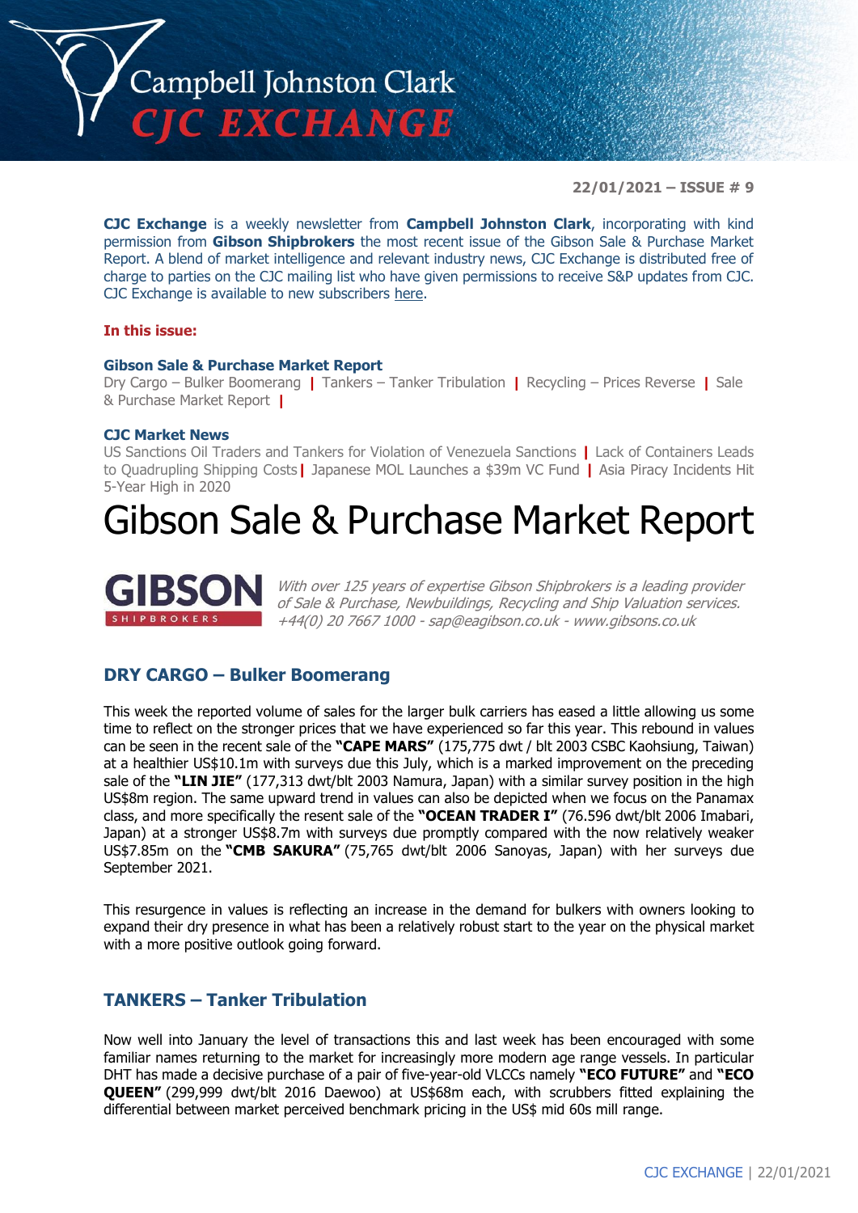# Campbell Johnston Clark
## CJC EXCHANGE

**22/01/2021 – ISSUE # 9**

**CJC Exchange** is a weekly newsletter from **Campbell Johnston Clark**, incorporating with kind permission from **Gibson Shipbrokers** the most recent issue of the Gibson Sale & Purchase Market Report. A blend of market intelligence and relevant industry news, CJC Exchange is distributed free of charge to parties on the CJC mailing list who have given permissions to receive S&P updates from CJC. CJC Exchange is available to new subscribers here.

**In this issue:**

**Gibson Sale & Purchase Market Report**
Dry Cargo – Bulker Boomerang | Tankers – Tanker Tribulation | Recycling – Prices Reverse | Sale & Purchase Market Report |

**CJC Market News**
US Sanctions Oil Traders and Tankers for Violation of Venezuela Sanctions | Lack of Containers Leads to Quadrupling Shipping Costs | Japanese MOL Launches a $39m VC Fund | Asia Piracy Incidents Hit 5-Year High in 2020

# Gibson Sale & Purchase Market Report

**GIBSON** SHIPBROKERS

*With over 125 years of expertise Gibson Shipbrokers is a leading provider of Sale & Purchase, Newbuildings, Recycling and Ship Valuation services. +44(0) 20 7667 1000 - sap@eagibson.co.uk - www.gibsons.co.uk*

## DRY CARGO – Bulker Boomerang

This week the reported volume of sales for the larger bulk carriers has eased a little allowing us some time to reflect on the stronger prices that we have experienced so far this year. This rebound in values can be seen in the recent sale of the **"CAPE MARS"** (175,775 dwt / blt 2003 CSBC Kaohsiung, Taiwan) at a healthier US$10.1m with surveys due this July, which is a marked improvement on the preceding sale of the **"LIN JIE"** (177,313 dwt/blt 2003 Namura, Japan) with a similar survey position in the high US$8m region. The same upward trend in values can also be depicted when we focus on the Panamax class, and more specifically the resent sale of the **"OCEAN TRADER I"** (76.596 dwt/blt 2006 Imabari, Japan) at a stronger US$8.7m with surveys due promptly compared with the now relatively weaker US$7.85m on the **"CMB SAKURA"** (75,765 dwt/blt 2006 Sanoyas, Japan) with her surveys due September 2021.

This resurgence in values is reflecting an increase in the demand for bulkers with owners looking to expand their dry presence in what has been a relatively robust start to the year on the physical market with a more positive outlook going forward.

## TANKERS – Tanker Tribulation

Now well into January the level of transactions this and last week has been encouraged with some familiar names returning to the market for increasingly more modern age range vessels. In particular DHT has made a decisive purchase of a pair of five-year-old VLCCs namely **"ECO FUTURE"** and **"ECO QUEEN"** (299,999 dwt/blt 2016 Daewoo) at US$68m each, with scrubbers fitted explaining the differential between market perceived benchmark pricing in the US$ mid 60s mill range.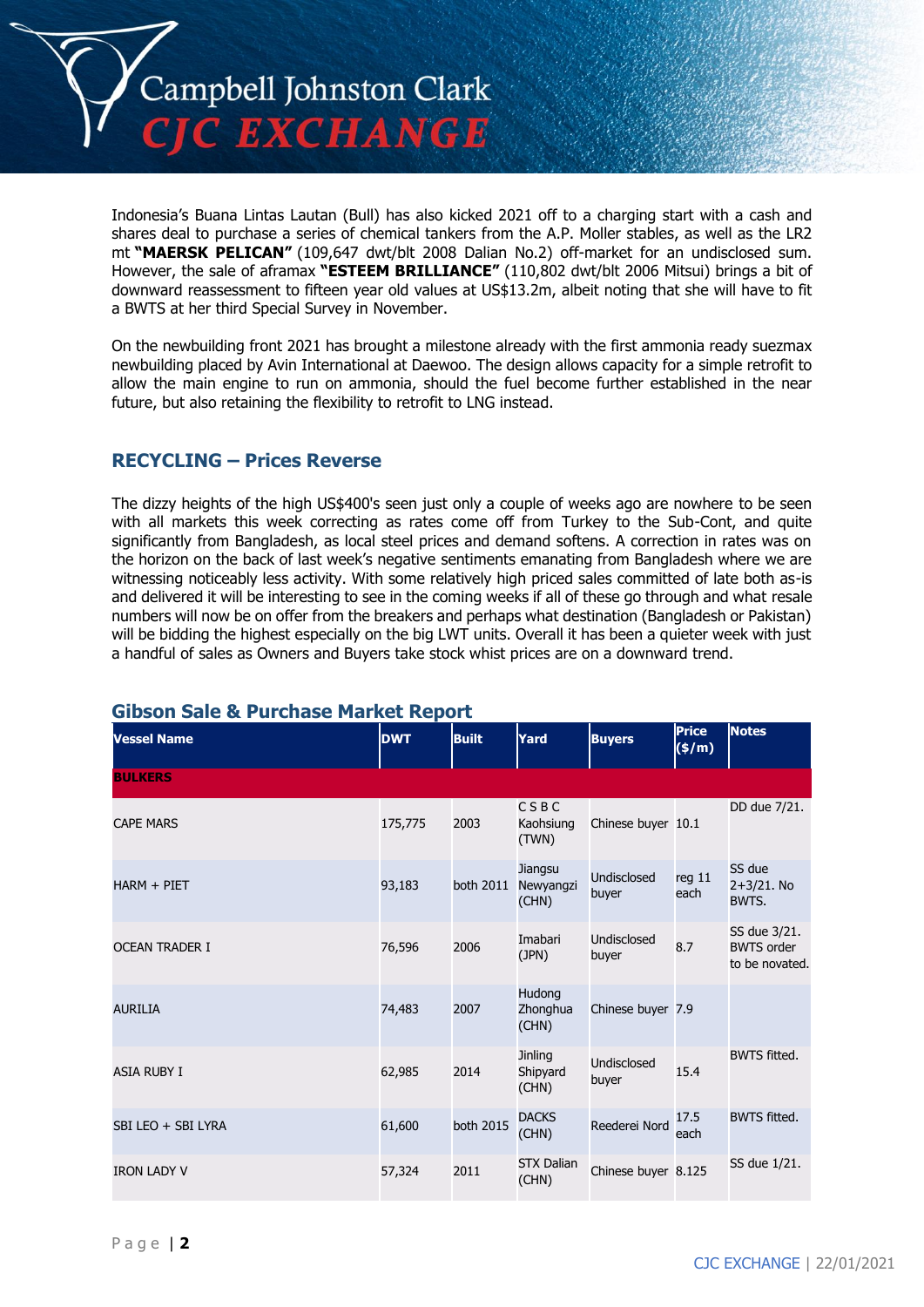Indonesia's Buana Lintas Lautan (Bull) has also kicked 2021 off to a charging start with a cash and shares deal to purchase a series of chemical tankers from the A.P. Moller stables, as well as the LR2 mt **"MAERSK PELICAN"** (109,647 dwt/blt 2008 Dalian No.2) off-market for an undisclosed sum. However, the sale of aframax **"ESTEEM BRILLIANCE"** (110,802 dwt/blt 2006 Mitsui) brings a bit of downward reassessment to fifteen year old values at US$13.2m, albeit noting that she will have to fit a BWTS at her third Special Survey in November.

On the newbuilding front 2021 has brought a milestone already with the first ammonia ready suezmax newbuilding placed by Avin International at Daewoo. The design allows capacity for a simple retrofit to allow the main engine to run on ammonia, should the fuel become further established in the near future, but also retaining the flexibility to retrofit to LNG instead.

## RECYCLING – Prices Reverse

The dizzy heights of the high US$400's seen just only a couple of weeks ago are nowhere to be seen with all markets this week correcting as rates come off from Turkey to the Sub-Cont, and quite significantly from Bangladesh, as local steel prices and demand softens. A correction in rates was on the horizon on the back of last week's negative sentiments emanating from Bangladesh where we are witnessing noticeably less activity. With some relatively high priced sales committed of late both as-is and delivered it will be interesting to see in the coming weeks if all of these go through and what resale numbers will now be on offer from the breakers and perhaps what destination (Bangladesh or Pakistan) will be bidding the highest especially on the big LWT units. Overall it has been a quieter week with just a handful of sales as Owners and Buyers take stock whist prices are on a downward trend.

## Gibson Sale & Purchase Market Report

| Vessel Name | DWT | Built | Yard | Buyers | Price ($/m) | Notes |
|---|---|---|---|---|---|---|
| **BULKERS** | | | | | | |
| CAPE MARS | 175,775 | 2003 | C S B C Kaohsiung (TWN) | Chinese buyer | 10.1 | DD due 7/21. |
| HARM + PIET | 93,183 | both 2011 | Jiangsu Newyangzi (CHN) | Undisclosed buyer | reg 11 each | SS due 2+3/21. No BWTS. |
| OCEAN TRADER I | 76,596 | 2006 | Imabari (JPN) | Undisclosed buyer | 8.7 | SS due 3/21. BWTS order to be novated. |
| AURILIA | 74,483 | 2007 | Hudong Zhonghua (CHN) | Chinese buyer | 7.9 | |
| ASIA RUBY I | 62,985 | 2014 | Jinling Shipyard (CHN) | Undisclosed buyer | 15.4 | BWTS fitted. |
| SBI LEO + SBI LYRA | 61,600 | both 2015 | DACKS (CHN) | Reederei Nord | 17.5 each | BWTS fitted. |
| IRON LADY V | 57,324 | 2011 | STX Dalian (CHN) | Chinese buyer | 8.125 | SS due 1/21. |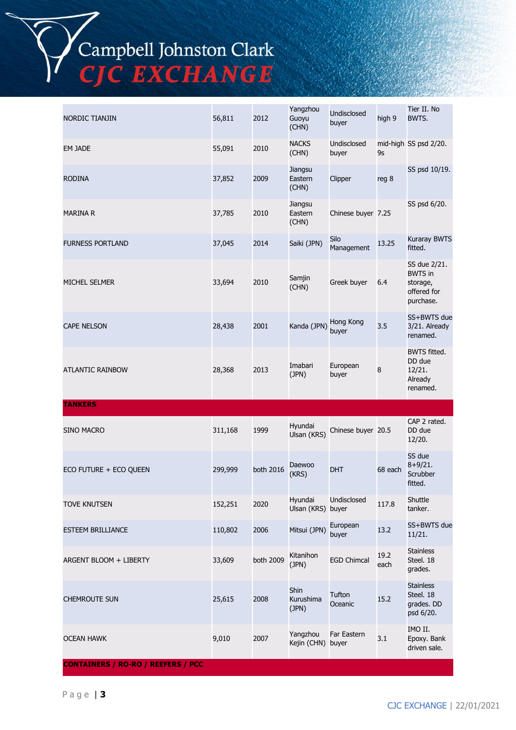| | | | | | | |
|---|---|---|---|---|---|---|
| NORDIC TIANJIN | 56,811 | 2012 | Yangzhou Guoyu (CHN) | Undisclosed buyer | high 9 | Tier II. No BWTS. |
| EM JADE | 55,091 | 2010 | NACKS (CHN) | Undisclosed buyer | mid-high 9s | SS psd 2/20. |
| RODINA | 37,852 | 2009 | Jiangsu Eastern (CHN) | Clipper | reg 8 | SS psd 10/19. |
| MARINA R | 37,785 | 2010 | Jiangsu Eastern (CHN) | Chinese buyer | 7.25 | SS psd 6/20. |
| FURNESS PORTLAND | 37,045 | 2014 | Saiki (JPN) | Silo Management | 13.25 | Kuraray BWTS fitted. |
| MICHEL SELMER | 33,694 | 2010 | Samjin (CHN) | Greek buyer | 6.4 | SS due 2/21. BWTS in storage, offered for purchase. |
| CAPE NELSON | 28,438 | 2001 | Kanda (JPN) | Hong Kong buyer | 3.5 | SS+BWTS due 3/21. Already renamed. |
| ATLANTIC RAINBOW | 28,368 | 2013 | Imabari (JPN) | European buyer | 8 | BWTS fitted. DD due 12/21. Already renamed. |
| **TANKERS** | | | | | | |
| SINO MACRO | 311,168 | 1999 | Hyundai Ulsan (KRS) | Chinese buyer | 20.5 | CAP 2 rated. DD due 12/20. |
| ECO FUTURE + ECO QUEEN | 299,999 | both 2016 | Daewoo (KRS) | DHT | 68 each | SS due 8+9/21. Scrubber fitted. |
| TOVE KNUTSEN | 152,251 | 2020 | Hyundai Ulsan (KRS) | Undisclosed buyer | 117.8 | Shuttle tanker. |
| ESTEEM BRILLIANCE | 110,802 | 2006 | Mitsui (JPN) | European buyer | 13.2 | SS+BWTS due 11/21. |
| ARGENT BLOOM + LIBERTY | 33,609 | both 2009 | Kitanihon (JPN) | EGD Chimcal | 19.2 each | Stainless Steel. 18 grades. |
| CHEMROUTE SUN | 25,615 | 2008 | Shin Kurushima (JPN) | Tufton Oceanic | 15.2 | Stainless Steel. 18 grades. DD psd 6/20. |
| OCEAN HAWK | 9,010 | 2007 | Yangzhou Kejin (CHN) | Far Eastern buyer | 3.1 | IMO II. Epoxy. Bank driven sale. |
| **CONTAINERS / RO-RO / REEFERS / PCC** | | | | | | |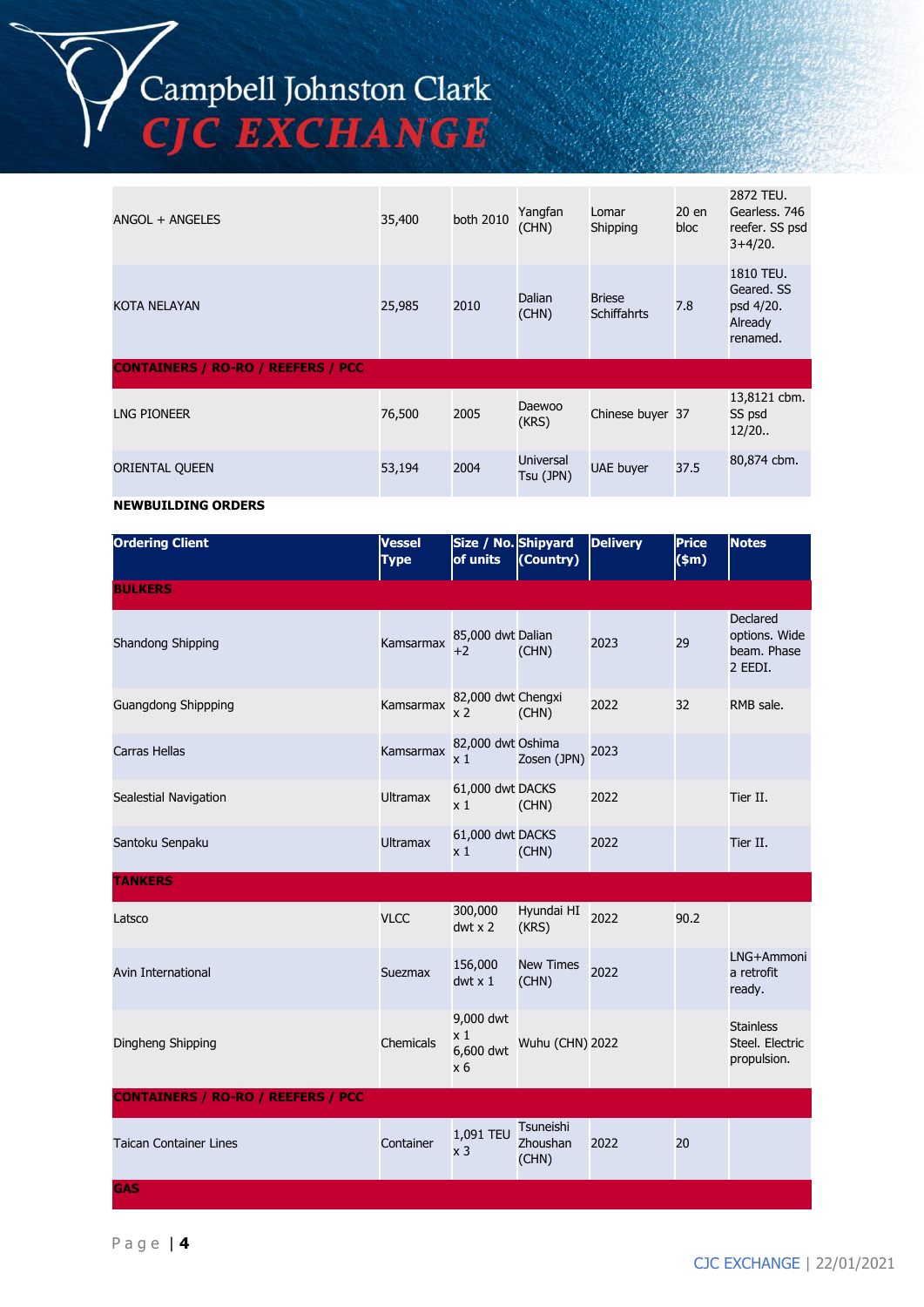| | | | | | | |
|---|---|---|---|---|---|---|
| ANGOL + ANGELES | 35,400 | both 2010 | Yangfan (CHN) | Lomar Shipping | 20 en bloc | 2872 TEU. Gearless. 746 reefer. SS psd 3+4/20. |
| KOTA NELAYAN | 25,985 | 2010 | Dalian (CHN) | Briese Schiffahrts | 7.8 | 1810 TEU. Geared. SS psd 4/20. Already renamed. |
| **CONTAINERS / RO-RO / REEFERS / PCC** | | | | | | |
| LNG PIONEER | 76,500 | 2005 | Daewoo (KRS) | Chinese buyer | 37 | 13,8121 cbm. SS psd 12/20.. |
| ORIENTAL QUEEN | 53,194 | 2004 | Universal Tsu (JPN) | UAE buyer | 37.5 | 80,874 cbm. |

**NEWBUILDING ORDERS**

| Ordering Client | Vessel Type | Size / No. of units | Shipyard (Country) | Delivery | Price ($m) | Notes |
|---|---|---|---|---|---|---|
| **BULKERS** | | | | | | |
| Shandong Shipping | Kamsarmax | 85,000 dwt +2 | Dalian (CHN) | 2023 | 29 | Declared options. Wide beam. Phase 2 EEDI. |
| Guangdong Shippping | Kamsarmax | 82,000 dwt x 2 | Chengxi (CHN) | 2022 | 32 | RMB sale. |
| Carras Hellas | Kamsarmax | 82,000 dwt x 1 | Oshima Zosen (JPN) | 2023 | | |
| Sealestial Navigation | Ultramax | 61,000 dwt x 1 | DACKS (CHN) | 2022 | | Tier II. |
| Santoku Senpaku | Ultramax | 61,000 dwt x 1 | DACKS (CHN) | 2022 | | Tier II. |
| **TANKERS** | | | | | | |
| Latsco | VLCC | 300,000 dwt x 2 | Hyundai HI (KRS) | 2022 | 90.2 | |
| Avin International | Suezmax | 156,000 dwt x 1 | New Times (CHN) | 2022 | | LNG+Ammonia retrofit ready. |
| Dingheng Shipping | Chemicals | 9,000 dwt x 1 6,600 dwt x 6 | Wuhu (CHN) | 2022 | | Stainless Steel. Electric propulsion. |
| **CONTAINERS / RO-RO / REEFERS / PCC** | | | | | | |
| Taican Container Lines | Container | 1,091 TEU x 3 | Tsuneishi Zhoushan (CHN) | 2022 | 20 | |
| **GAS** | | | | | | |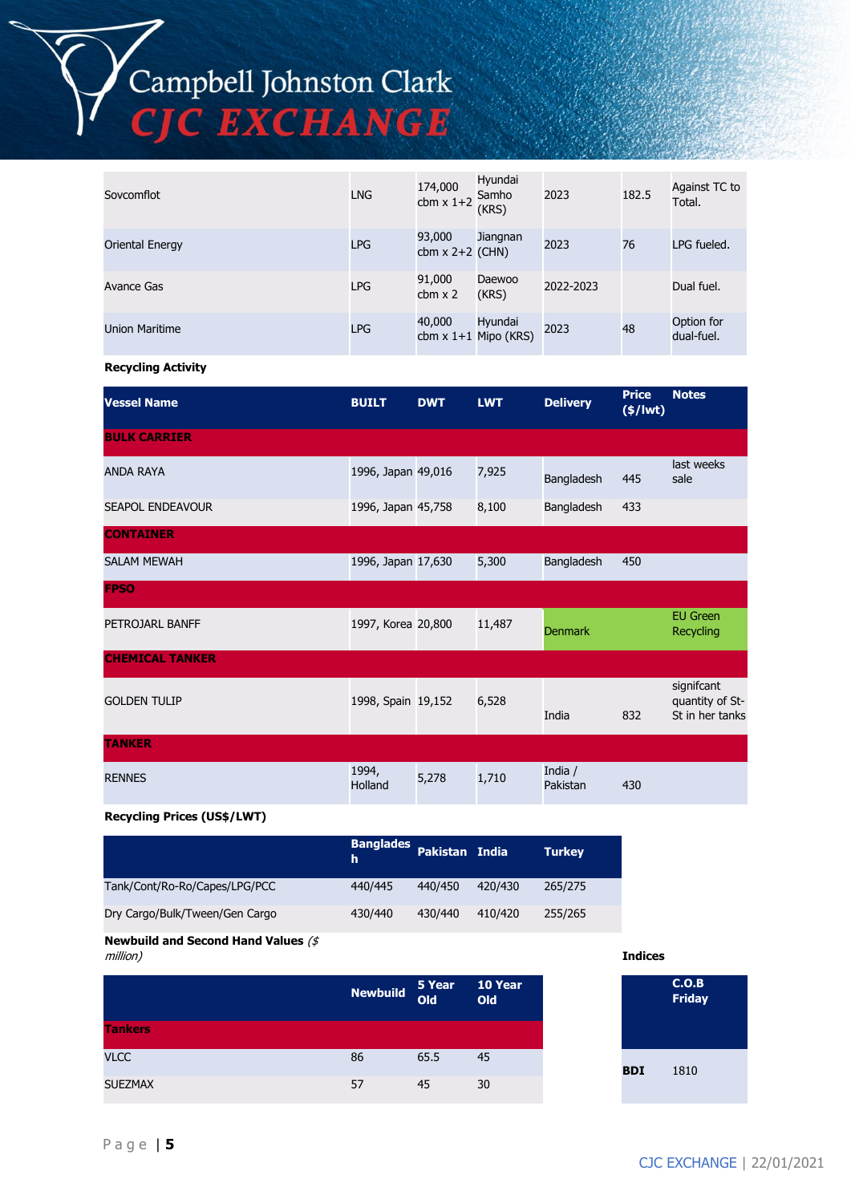| | | | | | | |
|---|---|---|---|---|---|---|
| Sovcomflot | LNG | 174,000 cbm x 1+2 | Hyundai Samho (KRS) | 2023 | 182.5 | Against TC to Total. |
| Oriental Energy | LPG | 93,000 cbm x 2+2 | Jiangnan (CHN) | 2023 | 76 | LPG fueled. |
| Avance Gas | LPG | 91,000 cbm x 2 | Daewoo (KRS) | 2022-2023 | | Dual fuel. |
| Union Maritime | LPG | 40,000 cbm x 1+1 | Hyundai Mipo (KRS) | 2023 | 48 | Option for dual-fuel. |

**Recycling Activity**

| Vessel Name | BUILT | DWT | LWT | Delivery | Price ($/lwt) | Notes |
|---|---|---|---|---|---|---|
| **BULK CARRIER** | | | | | | |
| ANDA RAYA | 1996, Japan | 49,016 | 7,925 | Bangladesh | 445 | last weeks sale |
| SEAPOL ENDEAVOUR | 1996, Japan | 45,758 | 8,100 | Bangladesh | 433 | |
| **CONTAINER** | | | | | | |
| SALAM MEWAH | 1996, Japan | 17,630 | 5,300 | Bangladesh | 450 | |
| **FPSO** | | | | | | |
| PETROJARL BANFF | 1997, Korea | 20,800 | 11,487 | Denmark | | EU Green Recycling |
| **CHEMICAL TANKER** | | | | | | |
| GOLDEN TULIP | 1998, Spain | 19,152 | 6,528 | India | 832 | signifcant quantity of St-St in her tanks |
| **TANKER** | | | | | | |
| RENNES | 1994, Holland | 5,278 | 1,710 | India / Pakistan | 430 | |

**Recycling Prices (US$/LWT)**

| | Bangladesh | Pakistan | India | Turkey |
|---|---|---|---|---|
| Tank/Cont/Ro-Ro/Capes/LPG/PCC | 440/445 | 440/450 | 420/430 | 265/275 |
| Dry Cargo/Bulk/Tween/Gen Cargo | 430/440 | 430/440 | 410/420 | 255/265 |

**Newbuild and Second Hand Values** *($ million)*

| | Newbuild | 5 Year Old | 10 Year Old |
|---|---|---|---|
| **Tankers** | | | |
| VLCC | 86 | 65.5 | 45 |
| SUEZMAX | 57 | 45 | 30 |

**Indices**

| | C.O.B Friday |
|---|---|
| **BDI** | 1810 |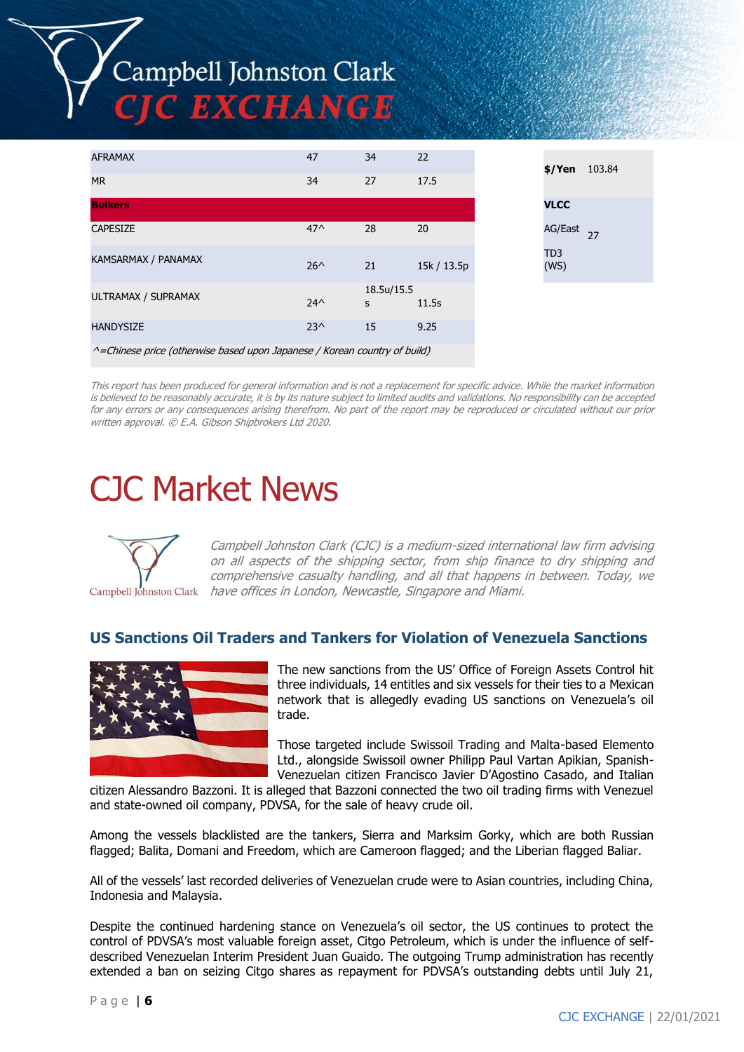| | | | |
|---|---|---|---|
| AFRAMAX | 47 | 34 | 22 |
| MR | 34 | 27 | 17.5 |
| **Bulkers** | | | |
| CAPESIZE | 47^ | 28 | 20 |
| KAMSARMAX / PANAMAX | 26^ | 21 | 15k / 13.5p |
| ULTRAMAX / SUPRAMAX | 24^ | 18.5u/15.5s | 11.5s |
| HANDYSIZE | 23^ | 15 | 9.25 |

*^=Chinese price (otherwise based upon Japanese / Korean country of build)*

| | |
|---|---|
| **$/Yen** | 103.84 |
| **VLCC** | |
| AG/East TD3 (WS) | 27 |

*This report has been produced for general information and is not a replacement for specific advice. While the market information is believed to be reasonably accurate, it is by its nature subject to limited audits and validations. No responsibility can be accepted for any errors or any consequences arising therefrom. No part of the report may be reproduced or circulated without our prior written approval. © E.A. Gibson Shipbrokers Ltd 2020.*

# CJC Market News

*Campbell Johnston Clark (CJC) is a medium-sized international law firm advising on all aspects of the shipping sector, from ship finance to dry shipping and comprehensive casualty handling, and all that happens in between. Today, we have offices in London, Newcastle, Singapore and Miami.*

## US Sanctions Oil Traders and Tankers for Violation of Venezuela Sanctions

The new sanctions from the US' Office of Foreign Assets Control hit three individuals, 14 entitles and six vessels for their ties to a Mexican network that is allegedly evading US sanctions on Venezuela's oil trade.

Those targeted include Swissoil Trading and Malta-based Elemento Ltd., alongside Swissoil owner Philipp Paul Vartan Apikian, Spanish-Venezuelan citizen Francisco Javier D'Agostino Casado, and Italian citizen Alessandro Bazzoni. It is alleged that Bazzoni connected the two oil trading firms with Venezuel and state-owned oil company, PDVSA, for the sale of heavy crude oil.

Among the vessels blacklisted are the tankers, Sierra and Marksim Gorky, which are both Russian flagged; Balita, Domani and Freedom, which are Cameroon flagged; and the Liberian flagged Baliar.

All of the vessels' last recorded deliveries of Venezuelan crude were to Asian countries, including China, Indonesia and Malaysia.

Despite the continued hardening stance on Venezuela's oil sector, the US continues to protect the control of PDVSA's most valuable foreign asset, Citgo Petroleum, which is under the influence of self-described Venezuelan Interim President Juan Guaido. The outgoing Trump administration has recently extended a ban on seizing Citgo shares as repayment for PDVSA's outstanding debts until July 21,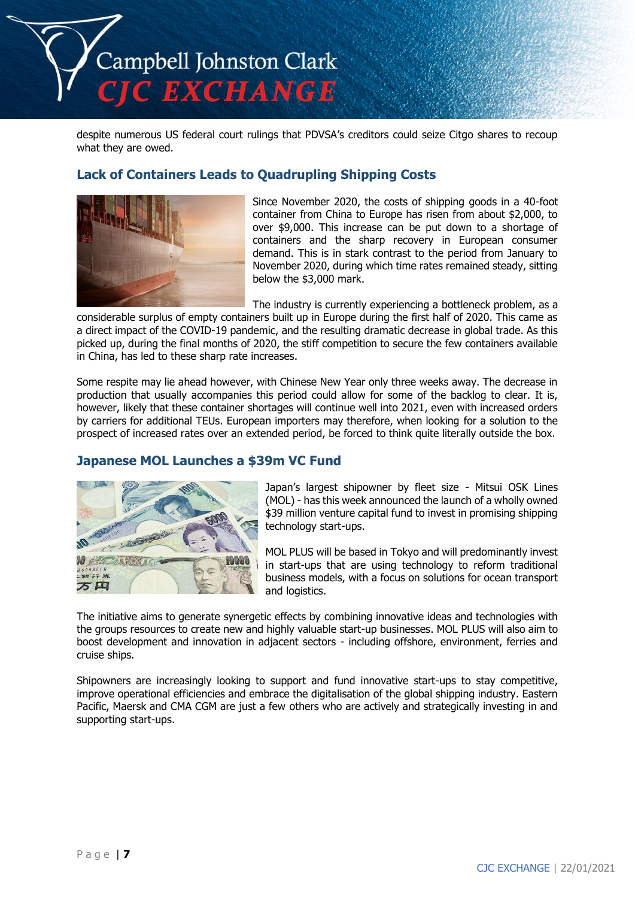despite numerous US federal court rulings that PDVSA's creditors could seize Citgo shares to recoup what they are owed.

## Lack of Containers Leads to Quadrupling Shipping Costs

Since November 2020, the costs of shipping goods in a 40-foot container from China to Europe has risen from about $2,000, to over $9,000. This increase can be put down to a shortage of containers and the sharp recovery in European consumer demand. This is in stark contrast to the period from January to November 2020, during which time rates remained steady, sitting below the $3,000 mark.

The industry is currently experiencing a bottleneck problem, as a considerable surplus of empty containers built up in Europe during the first half of 2020. This came as a direct impact of the COVID-19 pandemic, and the resulting dramatic decrease in global trade. As this picked up, during the final months of 2020, the stiff competition to secure the few containers available in China, has led to these sharp rate increases.

Some respite may lie ahead however, with Chinese New Year only three weeks away. The decrease in production that usually accompanies this period could allow for some of the backlog to clear. It is, however, likely that these container shortages will continue well into 2021, even with increased orders by carriers for additional TEUs. European importers may therefore, when looking for a solution to the prospect of increased rates over an extended period, be forced to think quite literally outside the box.

## Japanese MOL Launches a $39m VC Fund

Japan's largest shipowner by fleet size - Mitsui OSK Lines (MOL) - has this week announced the launch of a wholly owned $39 million venture capital fund to invest in promising shipping technology start-ups.

MOL PLUS will be based in Tokyo and will predominantly invest in start-ups that are using technology to reform traditional business models, with a focus on solutions for ocean transport and logistics.

The initiative aims to generate synergetic effects by combining innovative ideas and technologies with the groups resources to create new and highly valuable start-up businesses. MOL PLUS will also aim to boost development and innovation in adjacent sectors - including offshore, environment, ferries and cruise ships.

Shipowners are increasingly looking to support and fund innovative start-ups to stay competitive, improve operational efficiencies and embrace the digitalisation of the global shipping industry. Eastern Pacific, Maersk and CMA CGM are just a few others who are actively and strategically investing in and supporting start-ups.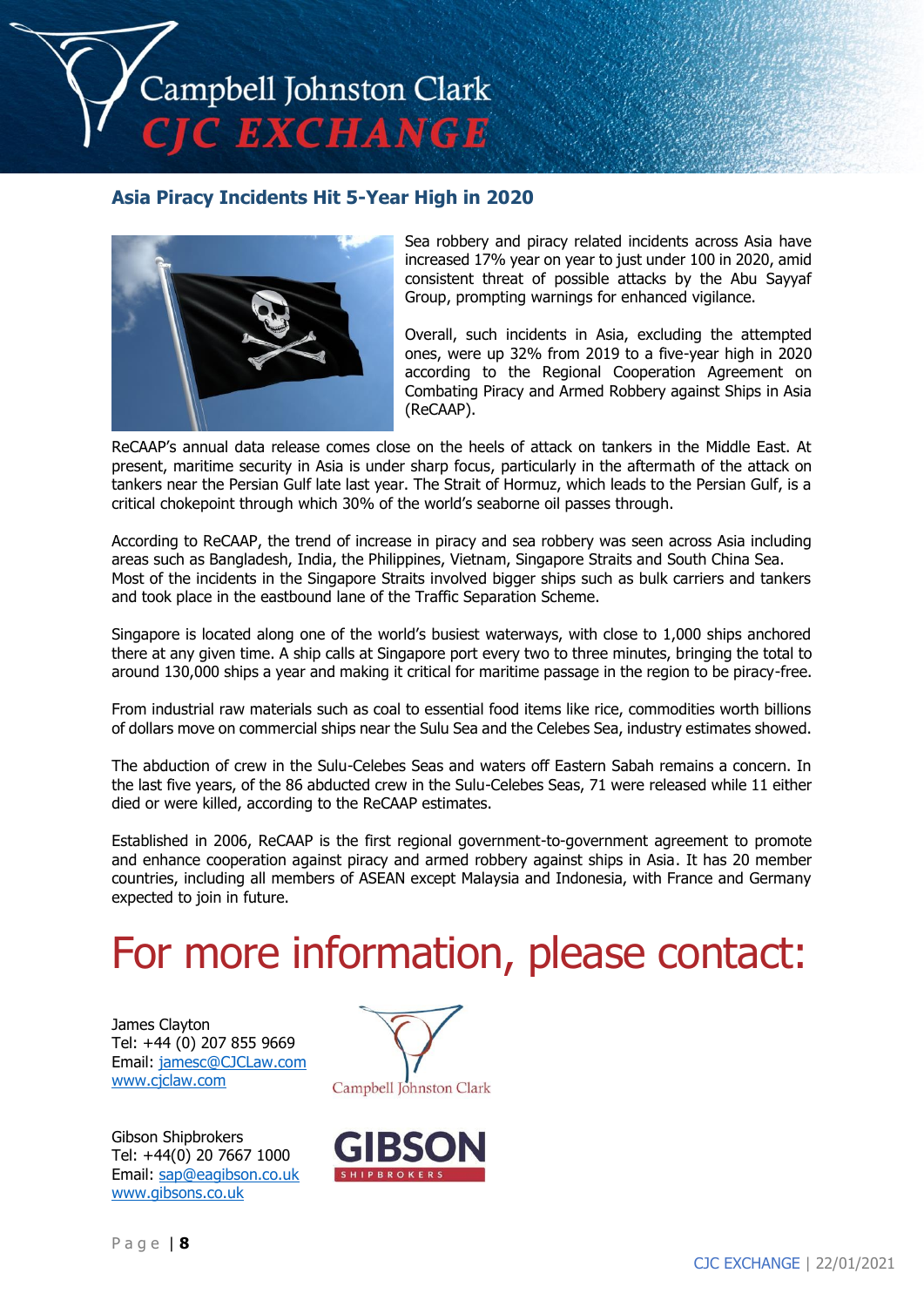## Asia Piracy Incidents Hit 5-Year High in 2020

Sea robbery and piracy related incidents across Asia have increased 17% year on year to just under 100 in 2020, amid consistent threat of possible attacks by the Abu Sayyaf Group, prompting warnings for enhanced vigilance.

Overall, such incidents in Asia, excluding the attempted ones, were up 32% from 2019 to a five-year high in 2020 according to the Regional Cooperation Agreement on Combating Piracy and Armed Robbery against Ships in Asia (ReCAAP).

ReCAAP's annual data release comes close on the heels of attack on tankers in the Middle East. At present, maritime security in Asia is under sharp focus, particularly in the aftermath of the attack on tankers near the Persian Gulf late last year. The Strait of Hormuz, which leads to the Persian Gulf, is a critical chokepoint through which 30% of the world's seaborne oil passes through.

According to ReCAAP, the trend of increase in piracy and sea robbery was seen across Asia including areas such as Bangladesh, India, the Philippines, Vietnam, Singapore Straits and South China Sea. Most of the incidents in the Singapore Straits involved bigger ships such as bulk carriers and tankers and took place in the eastbound lane of the Traffic Separation Scheme.

Singapore is located along one of the world's busiest waterways, with close to 1,000 ships anchored there at any given time. A ship calls at Singapore port every two to three minutes, bringing the total to around 130,000 ships a year and making it critical for maritime passage in the region to be piracy-free.

From industrial raw materials such as coal to essential food items like rice, commodities worth billions of dollars move on commercial ships near the Sulu Sea and the Celebes Sea, industry estimates showed.

The abduction of crew in the Sulu-Celebes Seas and waters off Eastern Sabah remains a concern. In the last five years, of the 86 abducted crew in the Sulu-Celebes Seas, 71 were released while 11 either died or were killed, according to the ReCAAP estimates.

Established in 2006, ReCAAP is the first regional government-to-government agreement to promote and enhance cooperation against piracy and armed robbery against ships in Asia. It has 20 member countries, including all members of ASEAN except Malaysia and Indonesia, with France and Germany expected to join in future.

# For more information, please contact:

James Clayton
Tel: +44 (0) 207 855 9669
Email: jamesc@CJCLaw.com
www.cjclaw.com

Campbell Johnston Clark

Gibson Shipbrokers
Tel: +44(0) 20 7667 1000
Email: sap@eagibson.co.uk
www.gibsons.co.uk

GIBSON SHIPBROKERS